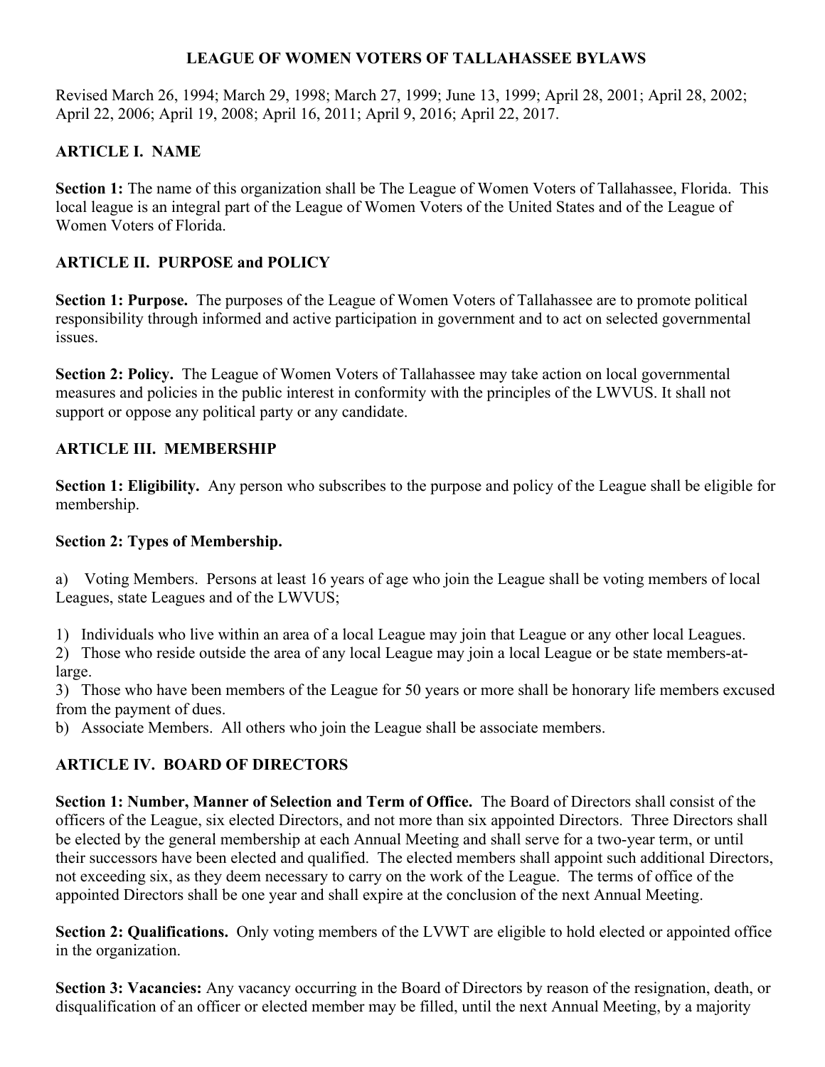# LEAGUE OF WOMEN VOTERS OF TALLAHASSEE BYLAWS

Revised March 26, 1994; March 29, 1998; March 27, 1999; June 13, 1999; April 28, 2001; April 28, 2002; April 22, 2006; April 19, 2008; April 16, 2011; April 9, 2016; April 22, 2017.

## ARTICLE I. NAME

**Section 1:** The name of this organization shall be The League of Women Voters of Tallahassee, Florida. This local league is an integral part of the League of Women Voters of the United States and of the League of Women Voters of Florida.

## ARTICLE II. PURPOSE and POLICY

**Section 1: Purpose.** The purposes of the League of Women Voters of Tallahassee are to promote political responsibility through informed and active participation in government and to act on selected governmental issues.

**Section 2: Policy.** The League of Women Voters of Tallahassee may take action on local governmental measures and policies in the public interest in conformity with the principles of the LWVUS. It shall not support or oppose any political party or any candidate.

## ARTICLE III. MEMBERSHIP

**Section 1: Eligibility.** Any person who subscribes to the purpose and policy of the League shall be eligible for membership.

**Section 2: Types of Membership.**

a) Voting Members. Persons at least 16 years of age who join the League shall be voting members of local Leagues, state Leagues and of the LWVUS;

1) Individuals who live within an area of a local League may join that League or any other local Leagues.
2) Those who reside outside the area of any local League may join a local League or be state members-at-large.
3) Those who have been members of the League for 50 years or more shall be honorary life members excused from the payment of dues.

b) Associate Members. All others who join the League shall be associate members.

## ARTICLE IV. BOARD OF DIRECTORS

**Section 1: Number, Manner of Selection and Term of Office.** The Board of Directors shall consist of the officers of the League, six elected Directors, and not more than six appointed Directors. Three Directors shall be elected by the general membership at each Annual Meeting and shall serve for a two-year term, or until their successors have been elected and qualified. The elected members shall appoint such additional Directors, not exceeding six, as they deem necessary to carry on the work of the League. The terms of office of the appointed Directors shall be one year and shall expire at the conclusion of the next Annual Meeting.

**Section 2: Qualifications.** Only voting members of the LVWT are eligible to hold elected or appointed office in the organization.

**Section 3: Vacancies:** Any vacancy occurring in the Board of Directors by reason of the resignation, death, or disqualification of an officer or elected member may be filled, until the next Annual Meeting, by a majority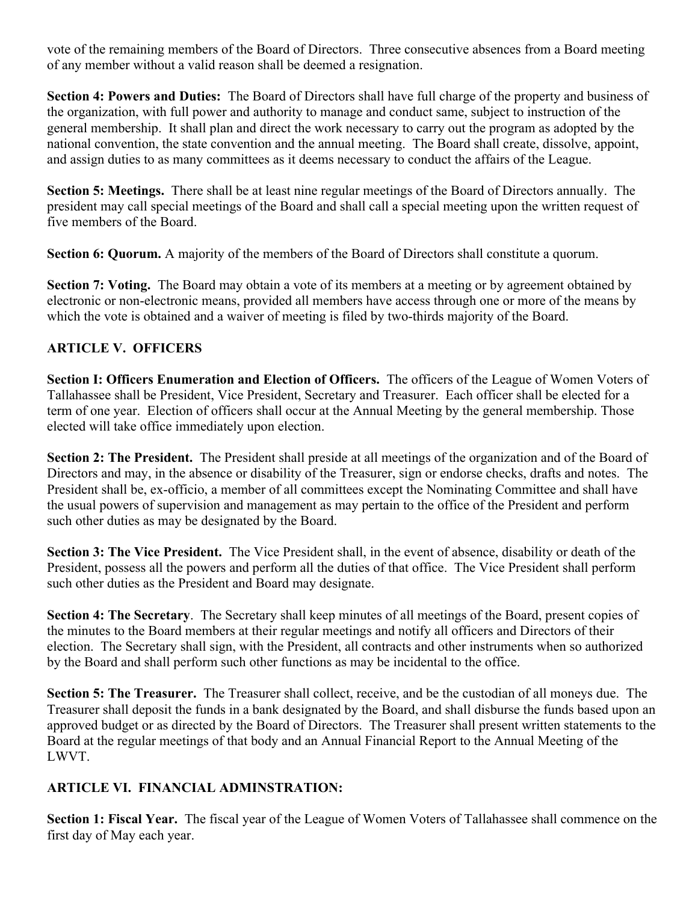vote of the remaining members of the Board of Directors. Three consecutive absences from a Board meeting of any member without a valid reason shall be deemed a resignation.

**Section 4: Powers and Duties:** The Board of Directors shall have full charge of the property and business of the organization, with full power and authority to manage and conduct same, subject to instruction of the general membership. It shall plan and direct the work necessary to carry out the program as adopted by the national convention, the state convention and the annual meeting. The Board shall create, dissolve, appoint, and assign duties to as many committees as it deems necessary to conduct the affairs of the League.

**Section 5: Meetings.** There shall be at least nine regular meetings of the Board of Directors annually. The president may call special meetings of the Board and shall call a special meeting upon the written request of five members of the Board.

**Section 6: Quorum.** A majority of the members of the Board of Directors shall constitute a quorum.

**Section 7: Voting.** The Board may obtain a vote of its members at a meeting or by agreement obtained by electronic or non-electronic means, provided all members have access through one or more of the means by which the vote is obtained and a waiver of meeting is filed by two-thirds majority of the Board.

## ARTICLE V. OFFICERS

**Section I: Officers Enumeration and Election of Officers.** The officers of the League of Women Voters of Tallahassee shall be President, Vice President, Secretary and Treasurer. Each officer shall be elected for a term of one year. Election of officers shall occur at the Annual Meeting by the general membership. Those elected will take office immediately upon election.

**Section 2: The President.** The President shall preside at all meetings of the organization and of the Board of Directors and may, in the absence or disability of the Treasurer, sign or endorse checks, drafts and notes. The President shall be, ex-officio, a member of all committees except the Nominating Committee and shall have the usual powers of supervision and management as may pertain to the office of the President and perform such other duties as may be designated by the Board.

**Section 3: The Vice President.** The Vice President shall, in the event of absence, disability or death of the President, possess all the powers and perform all the duties of that office. The Vice President shall perform such other duties as the President and Board may designate.

**Section 4: The Secretary**. The Secretary shall keep minutes of all meetings of the Board, present copies of the minutes to the Board members at their regular meetings and notify all officers and Directors of their election. The Secretary shall sign, with the President, all contracts and other instruments when so authorized by the Board and shall perform such other functions as may be incidental to the office.

**Section 5: The Treasurer.** The Treasurer shall collect, receive, and be the custodian of all moneys due. The Treasurer shall deposit the funds in a bank designated by the Board, and shall disburse the funds based upon an approved budget or as directed by the Board of Directors. The Treasurer shall present written statements to the Board at the regular meetings of that body and an Annual Financial Report to the Annual Meeting of the LWVT.

## ARTICLE VI. FINANCIAL ADMINSTRATION:

**Section 1: Fiscal Year.** The fiscal year of the League of Women Voters of Tallahassee shall commence on the first day of May each year.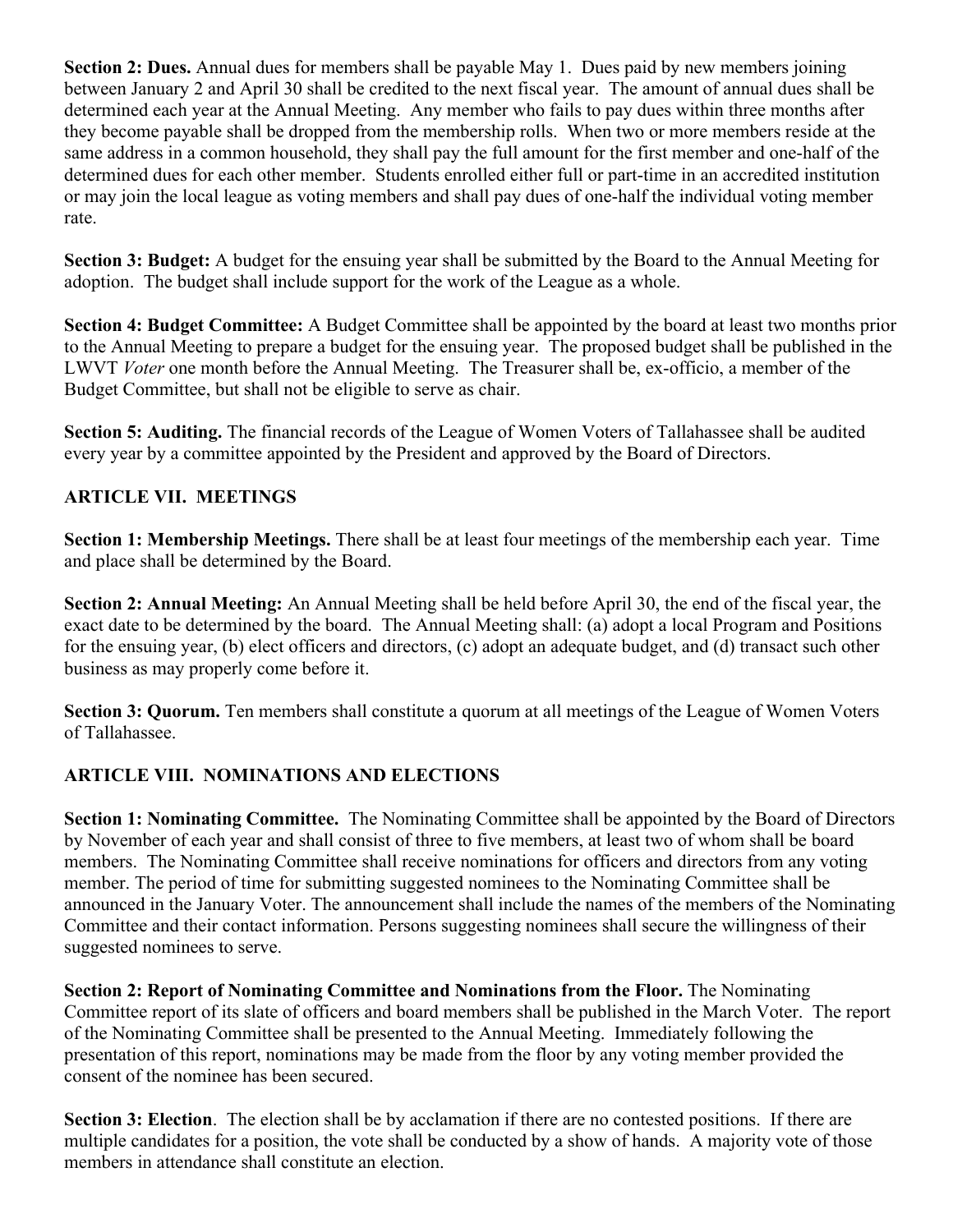**Section 2: Dues.** Annual dues for members shall be payable May 1. Dues paid by new members joining between January 2 and April 30 shall be credited to the next fiscal year. The amount of annual dues shall be determined each year at the Annual Meeting. Any member who fails to pay dues within three months after they become payable shall be dropped from the membership rolls. When two or more members reside at the same address in a common household, they shall pay the full amount for the first member and one-half of the determined dues for each other member. Students enrolled either full or part-time in an accredited institution or may join the local league as voting members and shall pay dues of one-half the individual voting member rate.

**Section 3: Budget:** A budget for the ensuing year shall be submitted by the Board to the Annual Meeting for adoption. The budget shall include support for the work of the League as a whole.

**Section 4: Budget Committee:** A Budget Committee shall be appointed by the board at least two months prior to the Annual Meeting to prepare a budget for the ensuing year. The proposed budget shall be published in the LWVT *Voter* one month before the Annual Meeting. The Treasurer shall be, ex-officio, a member of the Budget Committee, but shall not be eligible to serve as chair.

**Section 5: Auditing.** The financial records of the League of Women Voters of Tallahassee shall be audited every year by a committee appointed by the President and approved by the Board of Directors.

## ARTICLE VII. MEETINGS

**Section 1: Membership Meetings.** There shall be at least four meetings of the membership each year. Time and place shall be determined by the Board.

**Section 2: Annual Meeting:** An Annual Meeting shall be held before April 30, the end of the fiscal year, the exact date to be determined by the board. The Annual Meeting shall: (a) adopt a local Program and Positions for the ensuing year, (b) elect officers and directors, (c) adopt an adequate budget, and (d) transact such other business as may properly come before it.

**Section 3: Quorum.** Ten members shall constitute a quorum at all meetings of the League of Women Voters of Tallahassee.

## ARTICLE VIII. NOMINATIONS AND ELECTIONS

**Section 1: Nominating Committee.** The Nominating Committee shall be appointed by the Board of Directors by November of each year and shall consist of three to five members, at least two of whom shall be board members. The Nominating Committee shall receive nominations for officers and directors from any voting member. The period of time for submitting suggested nominees to the Nominating Committee shall be announced in the January Voter. The announcement shall include the names of the members of the Nominating Committee and their contact information. Persons suggesting nominees shall secure the willingness of their suggested nominees to serve.

**Section 2: Report of Nominating Committee and Nominations from the Floor.** The Nominating Committee report of its slate of officers and board members shall be published in the March Voter. The report of the Nominating Committee shall be presented to the Annual Meeting. Immediately following the presentation of this report, nominations may be made from the floor by any voting member provided the consent of the nominee has been secured.

**Section 3: Election**. The election shall be by acclamation if there are no contested positions. If there are multiple candidates for a position, the vote shall be conducted by a show of hands. A majority vote of those members in attendance shall constitute an election.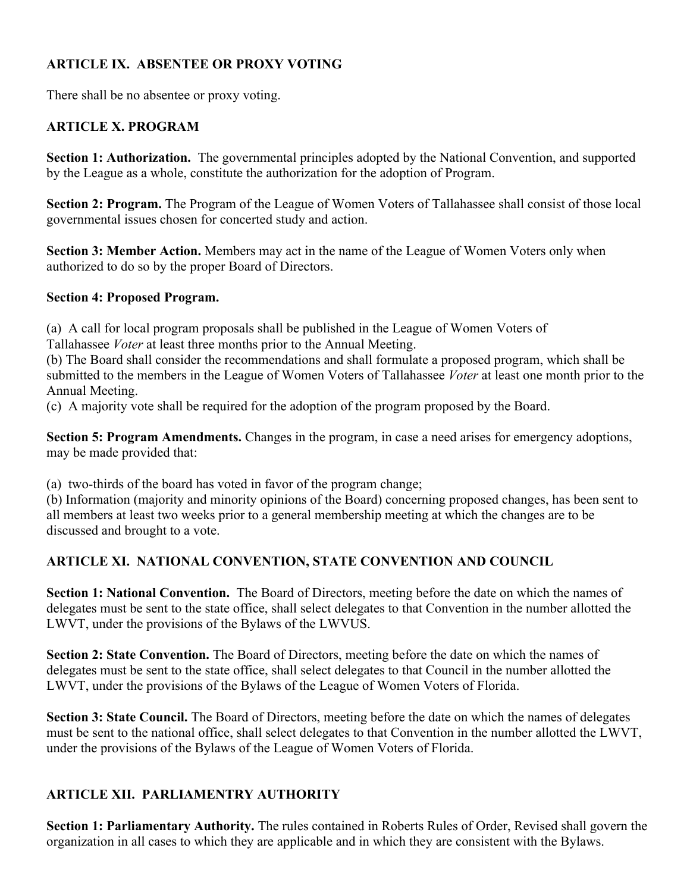## ARTICLE IX. ABSENTEE OR PROXY VOTING

There shall be no absentee or proxy voting.

## ARTICLE X. PROGRAM

**Section 1: Authorization.** The governmental principles adopted by the National Convention, and supported by the League as a whole, constitute the authorization for the adoption of Program.

**Section 2: Program.** The Program of the League of Women Voters of Tallahassee shall consist of those local governmental issues chosen for concerted study and action.

**Section 3: Member Action.** Members may act in the name of the League of Women Voters only when authorized to do so by the proper Board of Directors.

**Section 4: Proposed Program.**

(a) A call for local program proposals shall be published in the League of Women Voters of Tallahassee *Voter* at least three months prior to the Annual Meeting.
(b) The Board shall consider the recommendations and shall formulate a proposed program, which shall be submitted to the members in the League of Women Voters of Tallahassee *Voter* at least one month prior to the Annual Meeting.
(c) A majority vote shall be required for the adoption of the program proposed by the Board.

**Section 5: Program Amendments.** Changes in the program, in case a need arises for emergency adoptions, may be made provided that:

(a) two-thirds of the board has voted in favor of the program change;
(b) Information (majority and minority opinions of the Board) concerning proposed changes, has been sent to all members at least two weeks prior to a general membership meeting at which the changes are to be discussed and brought to a vote.

## ARTICLE XI. NATIONAL CONVENTION, STATE CONVENTION AND COUNCIL

**Section 1: National Convention.** The Board of Directors, meeting before the date on which the names of delegates must be sent to the state office, shall select delegates to that Convention in the number allotted the LWVT, under the provisions of the Bylaws of the LWVUS.

**Section 2: State Convention.** The Board of Directors, meeting before the date on which the names of delegates must be sent to the state office, shall select delegates to that Council in the number allotted the LWVT, under the provisions of the Bylaws of the League of Women Voters of Florida.

**Section 3: State Council.** The Board of Directors, meeting before the date on which the names of delegates must be sent to the national office, shall select delegates to that Convention in the number allotted the LWVT, under the provisions of the Bylaws of the League of Women Voters of Florida.

## ARTICLE XII. PARLIAMENTRY AUTHORITY

**Section 1: Parliamentary Authority.** The rules contained in Roberts Rules of Order, Revised shall govern the organization in all cases to which they are applicable and in which they are consistent with the Bylaws.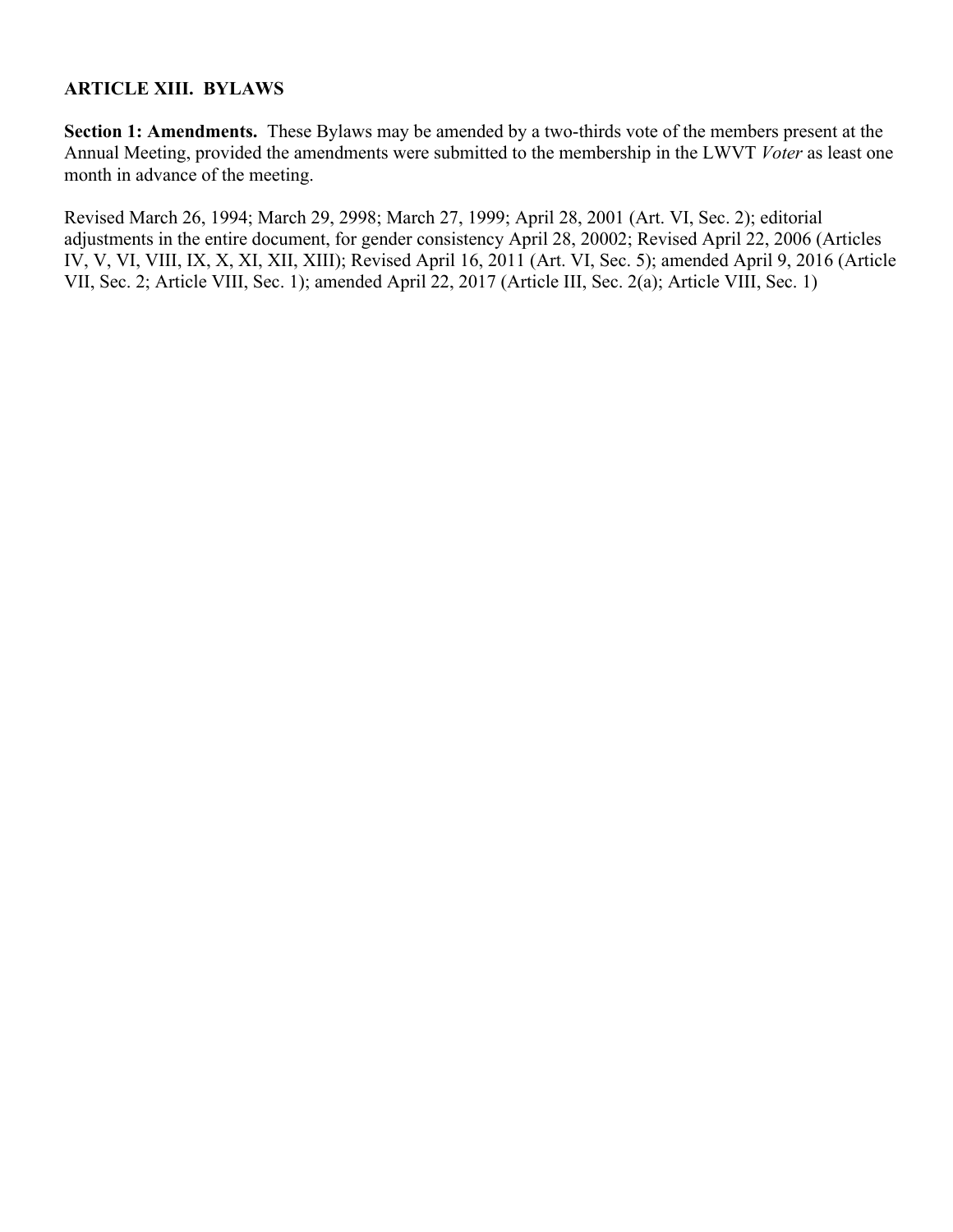**ARTICLE XIII. BYLAWS**

**Section 1: Amendments.** These Bylaws may be amended by a two-thirds vote of the members present at the Annual Meeting, provided the amendments were submitted to the membership in the LWVT *Voter* as least one month in advance of the meeting.

Revised March 26, 1994; March 29, 2998; March 27, 1999; April 28, 2001 (Art. VI, Sec. 2); editorial adjustments in the entire document, for gender consistency April 28, 20002; Revised April 22, 2006 (Articles IV, V, VI, VIII, IX, X, XI, XII, XIII); Revised April 16, 2011 (Art. VI, Sec. 5); amended April 9, 2016 (Article VII, Sec. 2; Article VIII, Sec. 1); amended April 22, 2017 (Article III, Sec. 2(a); Article VIII, Sec. 1)